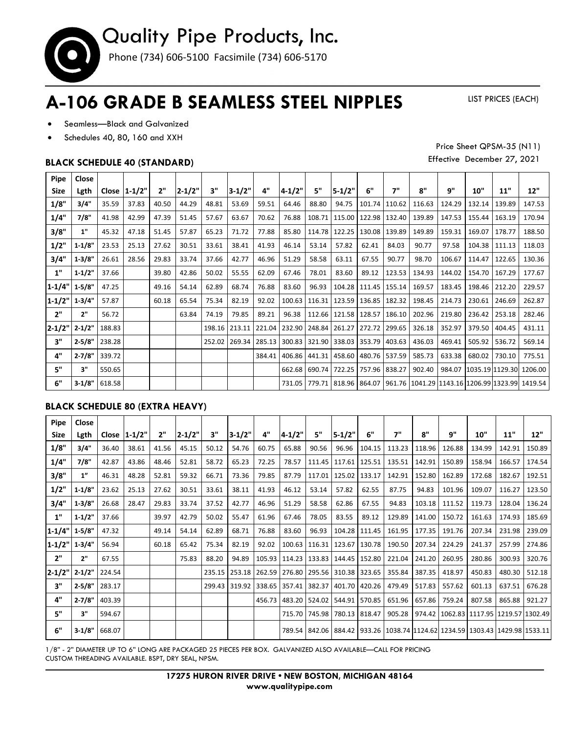# Quality Pipe Products, Inc.

Phone (734) 606-5100 Facsimile (734) 606-5170

# A-106 GRADE B SEAMLESS STEEL NIPPLES

LIST PRICES (EACH)

- Seamless—Black and Galvanized
- Schedules 40, 80, 160 and XXH

Price Sheet QPSM-35 (N11)
Effective December 27, 2021

### BLACK SCHEDULE 40 (STANDARD)

| Pipe Size | Close Lgth | Close | 1-1/2" | 2" | 2-1/2" | 3" | 3-1/2" | 4" | 4-1/2" | 5" | 5-1/2" | 6" | 7" | 8" | 9" | 10" | 11" | 12" |
|---|---|---|---|---|---|---|---|---|---|---|---|---|---|---|---|---|---|---|
| 1/8" | 3/4" | 35.59 | 37.83 | 40.50 | 44.29 | 48.81 | 53.69 | 59.51 | 64.46 | 88.80 | 94.75 | 101.74 | 110.62 | 116.63 | 124.29 | 132.14 | 139.89 | 147.53 |
| 1/4" | 7/8" | 41.98 | 42.99 | 47.39 | 51.45 | 57.67 | 63.67 | 70.62 | 76.88 | 108.71 | 115.00 | 122.98 | 132.40 | 139.89 | 147.53 | 155.44 | 163.19 | 170.94 |
| 3/8" | 1" | 45.32 | 47.18 | 51.45 | 57.87 | 65.23 | 71.72 | 77.88 | 85.80 | 114.78 | 122.25 | 130.08 | 139.89 | 149.89 | 159.31 | 169.07 | 178.77 | 188.50 |
| 1/2" | 1-1/8" | 23.53 | 25.13 | 27.62 | 30.51 | 33.61 | 38.41 | 41.93 | 46.14 | 53.14 | 57.82 | 62.41 | 84.03 | 90.77 | 97.58 | 104.38 | 111.13 | 118.03 |
| 3/4" | 1-3/8" | 26.61 | 28.56 | 29.83 | 33.74 | 37.66 | 42.77 | 46.96 | 51.29 | 58.58 | 63.11 | 67.55 | 90.77 | 98.70 | 106.67 | 114.47 | 122.65 | 130.36 |
| 1" | 1-1/2" | 37.66 | | 39.80 | 42.86 | 50.02 | 55.55 | 62.09 | 67.46 | 78.01 | 83.60 | 89.12 | 123.53 | 134.93 | 144.02 | 154.70 | 167.29 | 177.67 |
| 1-1/4" | 1-5/8" | 47.25 | | 49.16 | 54.14 | 62.89 | 68.74 | 76.88 | 83.60 | 96.93 | 104.28 | 111.45 | 155.14 | 169.57 | 183.45 | 198.46 | 212.20 | 229.57 |
| 1-1/2" | 1-3/4" | 57.87 | | 60.18 | 65.54 | 75.34 | 82.19 | 92.02 | 100.63 | 116.31 | 123.59 | 136.85 | 182.32 | 198.45 | 214.73 | 230.61 | 246.69 | 262.87 |
| 2" | 2" | 56.72 | | | 63.84 | 74.19 | 79.85 | 89.21 | 96.38 | 112.66 | 121.58 | 128.57 | 186.10 | 202.96 | 219.80 | 236.42 | 253.18 | 282.46 |
| 2-1/2" | 2-1/2" | 188.83 | | | | 198.16 | 213.11 | 221.04 | 232.90 | 248.84 | 261.27 | 272.72 | 299.65 | 326.18 | 352.97 | 379.50 | 404.45 | 431.11 |
| 3" | 2-5/8" | 238.28 | | | | 252.02 | 269.34 | 285.13 | 300.83 | 321.90 | 338.03 | 353.79 | 403.63 | 436.03 | 469.41 | 505.92 | 536.72 | 569.14 |
| 4" | 2-7/8" | 339.72 | | | | | | 384.41 | 406.86 | 441.31 | 458.60 | 480.76 | 537.59 | 585.73 | 633.38 | 680.02 | 730.10 | 775.51 |
| 5" | 3" | 550.65 | | | | | | | 662.68 | 690.74 | 722.25 | 757.96 | 838.27 | 902.40 | 984.07 | 1035.19 | 1129.30 | 1206.00 |
| 6" | 3-1/8" | 618.58 | | | | | | | 731.05 | 779.71 | 818.96 | 864.07 | 961.76 | 1041.29 | 1143.16 | 1206.99 | 1323.99 | 1419.54 |

### BLACK SCHEDULE 80 (EXTRA HEAVY)

| Pipe Size | Close Lgth | Close | 1-1/2" | 2" | 2-1/2" | 3" | 3-1/2" | 4" | 4-1/2" | 5" | 5-1/2" | 6" | 7" | 8" | 9" | 10" | 11" | 12" |
|---|---|---|---|---|---|---|---|---|---|---|---|---|---|---|---|---|---|---|
| 1/8" | 3/4" | 36.40 | 38.61 | 41.56 | 45.15 | 50.12 | 54.76 | 60.75 | 65.88 | 90.56 | 96.96 | 104.15 | 113.23 | 118.96 | 126.88 | 134.99 | 142.91 | 150.89 |
| 1/4" | 7/8" | 42.87 | 43.86 | 48.46 | 52.81 | 58.72 | 65.23 | 72.25 | 78.57 | 111.45 | 117.61 | 125.51 | 135.51 | 142.91 | 150.89 | 158.94 | 166.57 | 174.54 |
| 3/8" | 1" | 46.31 | 48.28 | 52.81 | 59.32 | 66.71 | 73.36 | 79.85 | 87.79 | 117.01 | 125.02 | 133.17 | 142.91 | 152.80 | 162.89 | 172.68 | 182.67 | 192.51 |
| 1/2" | 1-1/8" | 23.62 | 25.13 | 27.62 | 30.51 | 33.61 | 38.11 | 41.93 | 46.12 | 53.14 | 57.82 | 62.55 | 87.75 | 94.83 | 101.96 | 109.07 | 116.27 | 123.50 |
| 3/4" | 1-3/8" | 26.68 | 28.47 | 29.83 | 33.74 | 37.52 | 42.77 | 46.96 | 51.29 | 58.58 | 62.86 | 67.55 | 94.83 | 103.18 | 111.52 | 119.73 | 128.04 | 136.24 |
| 1" | 1-1/2" | 37.66 | | 39.97 | 42.79 | 50.02 | 55.47 | 61.96 | 67.46 | 78.05 | 83.55 | 89.12 | 129.89 | 141.00 | 150.72 | 161.63 | 174.93 | 185.69 |
| 1-1/4" | 1-5/8" | 47.32 | | 49.14 | 54.14 | 62.89 | 68.71 | 76.88 | 83.60 | 96.93 | 104.28 | 111.45 | 161.95 | 177.35 | 191.76 | 207.34 | 231.98 | 239.09 |
| 1-1/2" | 1-3/4" | 56.94 | | 60.18 | 65.42 | 75.34 | 82.19 | 92.02 | 100.63 | 116.31 | 123.67 | 130.78 | 190.50 | 207.34 | 224.29 | 241.37 | 257.99 | 274.86 |
| 2" | 2" | 67.55 | | | 75.83 | 88.20 | 94.89 | 105.93 | 114.23 | 133.83 | 144.45 | 152.80 | 221.04 | 241.20 | 260.95 | 280.86 | 300.93 | 320.76 |
| 2-1/2" | 2-1/2" | 224.54 | | | | 235.15 | 253.18 | 262.59 | 276.80 | 295.56 | 310.38 | 323.65 | 355.84 | 387.35 | 418.97 | 450.83 | 480.30 | 512.18 |
| 3" | 2-5/8" | 283.17 | | | | 299.43 | 319.92 | 338.65 | 357.41 | 382.37 | 401.70 | 420.26 | 479.49 | 517.83 | 557.62 | 601.13 | 637.51 | 676.28 |
| 4" | 2-7/8" | 403.39 | | | | | | 456.73 | 483.20 | 524.02 | 544.91 | 570.85 | 651.96 | 657.86 | 759.24 | 807.58 | 865.88 | 921.27 |
| 5" | 3" | 594.67 | | | | | | | 715.70 | 745.98 | 780.13 | 818.47 | 905.28 | 974.42 | 1062.83 | 1117.95 | 1219.57 | 1302.49 |
| 6" | 3-1/8" | 668.07 | | | | | | | 789.54 | 842.06 | 884.42 | 933.26 | 1038.74 | 1124.62 | 1234.59 | 1303.43 | 1429.98 | 1533.11 |

1/8" - 2" DIAMETER UP TO 6" LONG ARE PACKAGED 25 PIECES PER BOX. GALVANIZED ALSO AVAILABLE—CALL FOR PRICING
CUSTOM THREADING AVAILABLE. BSPT, DRY SEAL, NPSM.

**17275 HURON RIVER DRIVE • NEW BOSTON, MICHIGAN 48164**
**www.qualitypipe.com**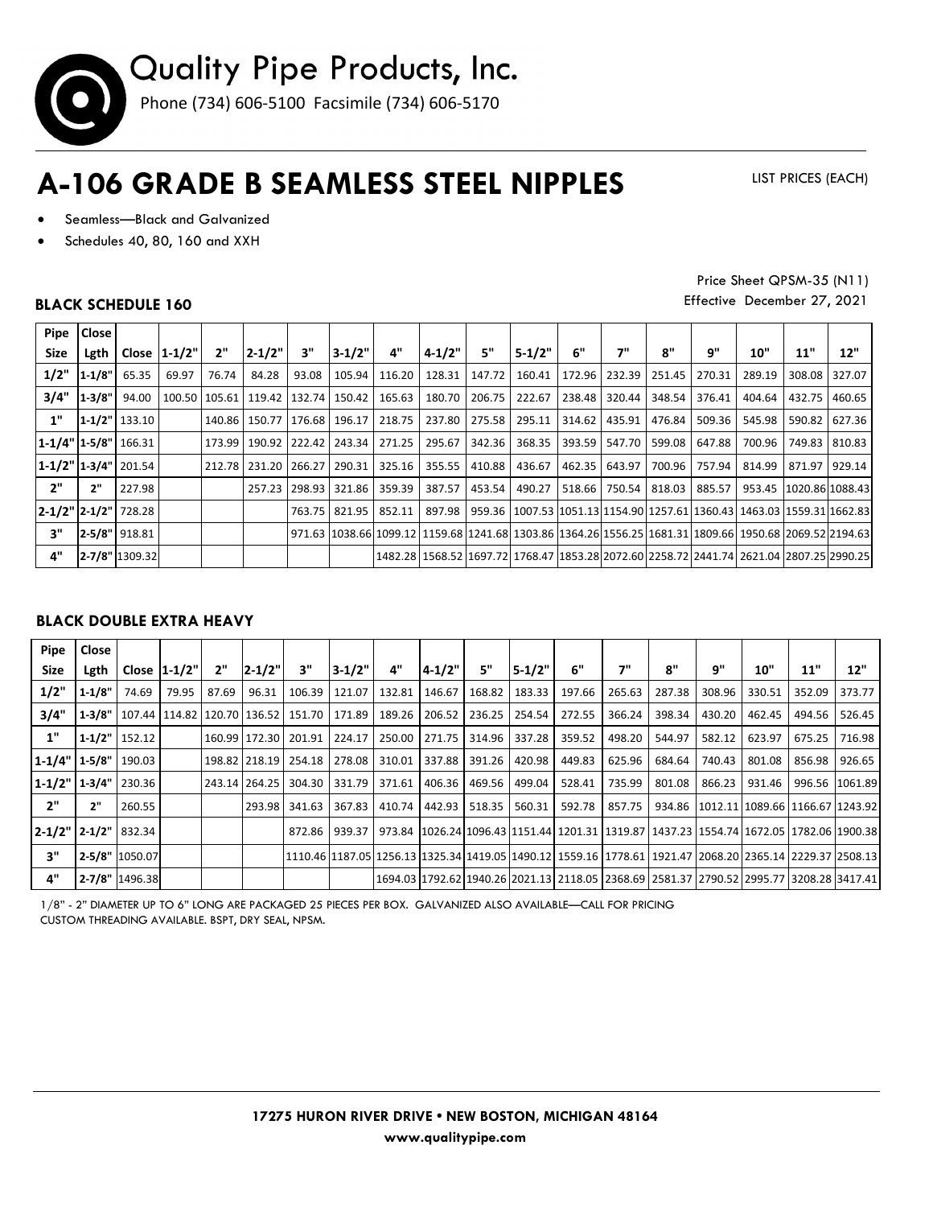# Quality Pipe Products, Inc.

Phone (734) 606-5100 Facsimile (734) 606-5170

# A-106 GRADE B SEAMLESS STEEL NIPPLES

LIST PRICES (EACH)

- Seamless—Black and Galvanized
- Schedules 40, 80, 160 and XXH

Price Sheet QPSM-35 (N11)
Effective December 27, 2021

### BLACK SCHEDULE 160

| Pipe Size | Close Lgth | Close | 1-1/2" | 2" | 2-1/2" | 3" | 3-1/2" | 4" | 4-1/2" | 5" | 5-1/2" | 6" | 7" | 8" | 9" | 10" | 11" | 12" |
|---|---|---|---|---|---|---|---|---|---|---|---|---|---|---|---|---|---|---|
| 1/2" | 1-1/8" | 65.35 | 69.97 | 76.74 | 84.28 | 93.08 | 105.94 | 116.20 | 128.31 | 147.72 | 160.41 | 172.96 | 232.39 | 251.45 | 270.31 | 289.19 | 308.08 | 327.07 |
| 3/4" | 1-3/8" | 94.00 | 100.50 | 105.61 | 119.42 | 132.74 | 150.42 | 165.63 | 180.70 | 206.75 | 222.67 | 238.48 | 320.44 | 348.54 | 376.41 | 404.64 | 432.75 | 460.65 |
| 1" | 1-1/2" | 133.10 | | 140.86 | 150.77 | 176.68 | 196.17 | 218.75 | 237.80 | 275.58 | 295.11 | 314.62 | 435.91 | 476.84 | 509.36 | 545.98 | 590.82 | 627.36 |
| 1-1/4" | 1-5/8" | 166.31 | | 173.99 | 190.92 | 222.42 | 243.34 | 271.25 | 295.67 | 342.36 | 368.35 | 393.59 | 547.70 | 599.08 | 647.88 | 700.96 | 749.83 | 810.83 |
| 1-1/2" | 1-3/4" | 201.54 | | 212.78 | 231.20 | 266.27 | 290.31 | 325.16 | 355.55 | 410.88 | 436.67 | 462.35 | 643.97 | 700.96 | 757.94 | 814.99 | 871.97 | 929.14 |
| 2" | 2" | 227.98 | | | 257.23 | 298.93 | 321.86 | 359.39 | 387.57 | 453.54 | 490.27 | 518.66 | 750.54 | 818.03 | 885.57 | 953.45 | 1020.86 | 1088.43 |
| 2-1/2" | 2-1/2" | 728.28 | | | | 763.75 | 821.95 | 852.11 | 897.98 | 959.36 | 1007.53 | 1051.13 | 1154.90 | 1257.61 | 1360.43 | 1463.03 | 1559.31 | 1662.83 |
| 3" | 2-5/8" | 918.81 | | | | 971.63 | 1038.66 | 1099.12 | 1159.68 | 1241.68 | 1303.86 | 1364.26 | 1556.25 | 1681.31 | 1809.66 | 1950.68 | 2069.52 | 2194.63 |
| 4" | 2-7/8" | 1309.32 | | | | | | 1482.28 | 1568.52 | 1697.72 | 1768.47 | 1853.28 | 2072.60 | 2258.72 | 2441.74 | 2621.04 | 2807.25 | 2990.25 |

### BLACK DOUBLE EXTRA HEAVY

| Pipe Size | Close Lgth | Close | 1-1/2" | 2" | 2-1/2" | 3" | 3-1/2" | 4" | 4-1/2" | 5" | 5-1/2" | 6" | 7" | 8" | 9" | 10" | 11" | 12" |
|---|---|---|---|---|---|---|---|---|---|---|---|---|---|---|---|---|---|---|
| 1/2" | 1-1/8" | 74.69 | 79.95 | 87.69 | 96.31 | 106.39 | 121.07 | 132.81 | 146.67 | 168.82 | 183.33 | 197.66 | 265.63 | 287.38 | 308.96 | 330.51 | 352.09 | 373.77 |
| 3/4" | 1-3/8" | 107.44 | 114.82 | 120.70 | 136.52 | 151.70 | 171.89 | 189.26 | 206.52 | 236.25 | 254.54 | 272.55 | 366.24 | 398.34 | 430.20 | 462.45 | 494.56 | 526.45 |
| 1" | 1-1/2" | 152.12 | | 160.99 | 172.30 | 201.91 | 224.17 | 250.00 | 271.75 | 314.96 | 337.28 | 359.52 | 498.20 | 544.97 | 582.12 | 623.97 | 675.25 | 716.98 |
| 1-1/4" | 1-5/8" | 190.03 | | 198.82 | 218.19 | 254.18 | 278.08 | 310.01 | 337.88 | 391.26 | 420.98 | 449.83 | 625.96 | 684.64 | 740.43 | 801.08 | 856.98 | 926.65 |
| 1-1/2" | 1-3/4" | 230.36 | | 243.14 | 264.25 | 304.30 | 331.79 | 371.61 | 406.36 | 469.56 | 499.04 | 528.41 | 735.99 | 801.08 | 866.23 | 931.46 | 996.56 | 1061.89 |
| 2" | 2" | 260.55 | | | 293.98 | 341.63 | 367.83 | 410.74 | 442.93 | 518.35 | 560.31 | 592.78 | 857.75 | 934.86 | 1012.11 | 1089.66 | 1166.67 | 1243.92 |
| 2-1/2" | 2-1/2" | 832.34 | | | | 872.86 | 939.37 | 973.84 | 1026.24 | 1096.43 | 1151.44 | 1201.31 | 1319.87 | 1437.23 | 1554.74 | 1672.05 | 1782.06 | 1900.38 |
| 3" | 2-5/8" | 1050.07 | | | | 1110.46 | 1187.05 | 1256.13 | 1325.34 | 1419.05 | 1490.12 | 1559.16 | 1778.61 | 1921.47 | 2068.20 | 2365.14 | 2229.37 | 2508.13 |
| 4" | 2-7/8" | 1496.38 | | | | | | 1694.03 | 1792.62 | 1940.26 | 2021.13 | 2118.05 | 2368.69 | 2581.37 | 2790.52 | 2995.77 | 3208.28 | 3417.41 |

1/8" - 2" DIAMETER UP TO 6" LONG ARE PACKAGED 25 PIECES PER BOX. GALVANIZED ALSO AVAILABLE—CALL FOR PRICING
CUSTOM THREADING AVAILABLE. BSPT, DRY SEAL, NPSM.

**17275 HURON RIVER DRIVE • NEW BOSTON, MICHIGAN 48164**
**www.qualitypipe.com**